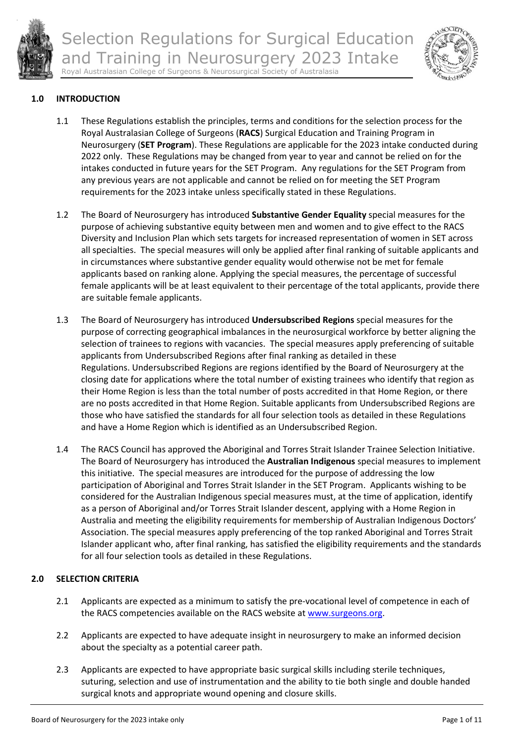# Selection Regulations for Surgical Education and Training in Neurosurgery 2023 Intake

Royal Australasian College of Surgeons & Neurosurgical Society of Australasia

## 1.0 INTRODUCTION

1.1 These Regulations establish the principles, terms and conditions for the selection process for the Royal Australasian College of Surgeons (**RACS**) Surgical Education and Training Program in Neurosurgery (**SET Program**). These Regulations are applicable for the 2023 intake conducted during 2022 only. These Regulations may be changed from year to year and cannot be relied on for the intakes conducted in future years for the SET Program. Any regulations for the SET Program from any previous years are not applicable and cannot be relied on for meeting the SET Program requirements for the 2023 intake unless specifically stated in these Regulations.

1.2 The Board of Neurosurgery has introduced **Substantive Gender Equality** special measures for the purpose of achieving substantive equity between men and women and to give effect to the RACS Diversity and Inclusion Plan which sets targets for increased representation of women in SET across all specialties. The special measures will only be applied after final ranking of suitable applicants and in circumstances where substantive gender equality would otherwise not be met for female applicants based on ranking alone. Applying the special measures, the percentage of successful female applicants will be at least equivalent to their percentage of the total applicants, provide there are suitable female applicants.

1.3 The Board of Neurosurgery has introduced **Undersubscribed Regions** special measures for the purpose of correcting geographical imbalances in the neurosurgical workforce by better aligning the selection of trainees to regions with vacancies. The special measures apply preferencing of suitable applicants from Undersubscribed Regions after final ranking as detailed in these Regulations. Undersubscribed Regions are regions identified by the Board of Neurosurgery at the closing date for applications where the total number of existing trainees who identify that region as their Home Region is less than the total number of posts accredited in that Home Region, or there are no posts accredited in that Home Region. Suitable applicants from Undersubscribed Regions are those who have satisfied the standards for all four selection tools as detailed in these Regulations and have a Home Region which is identified as an Undersubscribed Region.

1.4 The RACS Council has approved the Aboriginal and Torres Strait Islander Trainee Selection Initiative. The Board of Neurosurgery has introduced the **Australian Indigenous** special measures to implement this initiative. The special measures are introduced for the purpose of addressing the low participation of Aboriginal and Torres Strait Islander in the SET Program. Applicants wishing to be considered for the Australian Indigenous special measures must, at the time of application, identify as a person of Aboriginal and/or Torres Strait Islander descent, applying with a Home Region in Australia and meeting the eligibility requirements for membership of Australian Indigenous Doctors' Association. The special measures apply preferencing of the top ranked Aboriginal and Torres Strait Islander applicant who, after final ranking, has satisfied the eligibility requirements and the standards for all four selection tools as detailed in these Regulations.

## 2.0 SELECTION CRITERIA

2.1 Applicants are expected as a minimum to satisfy the pre-vocational level of competence in each of the RACS competencies available on the RACS website at www.surgeons.org.

2.2 Applicants are expected to have adequate insight in neurosurgery to make an informed decision about the specialty as a potential career path.

2.3 Applicants are expected to have appropriate basic surgical skills including sterile techniques, suturing, selection and use of instrumentation and the ability to tie both single and double handed surgical knots and appropriate wound opening and closure skills.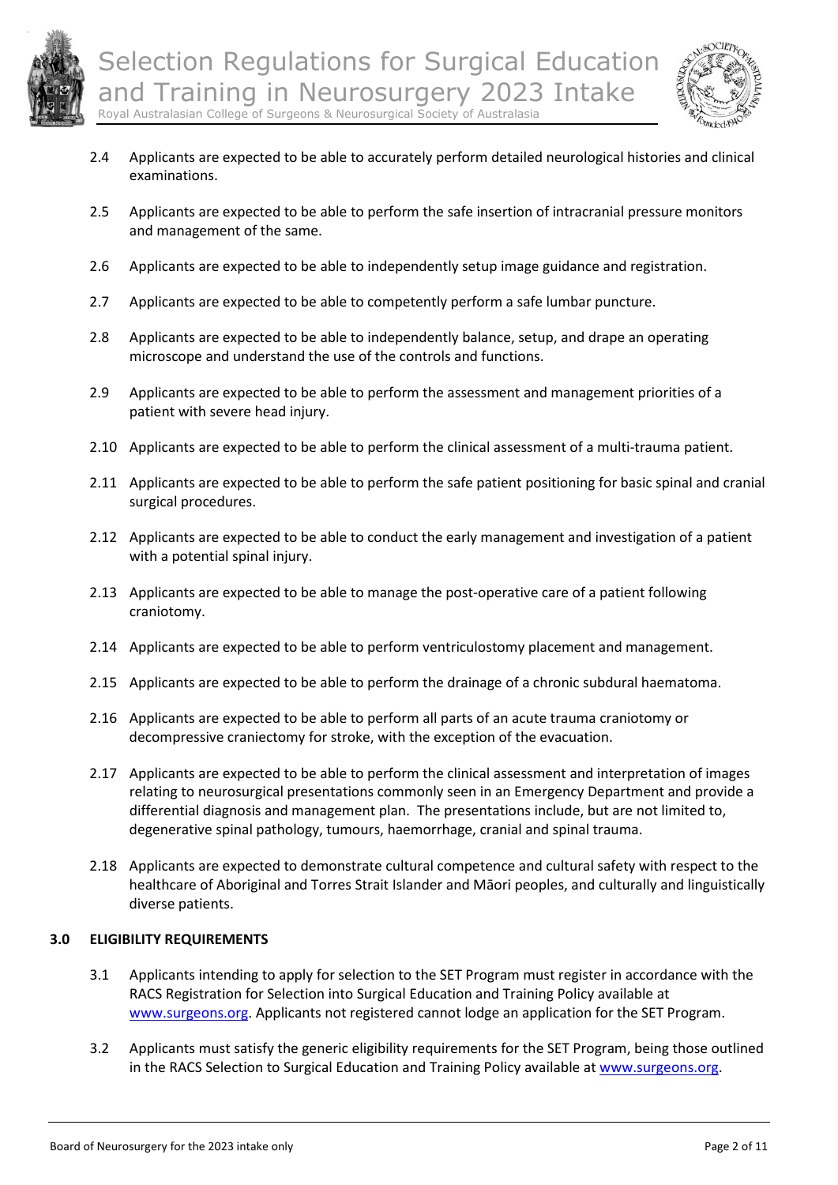2.4 Applicants are expected to be able to accurately perform detailed neurological histories and clinical examinations.

2.5 Applicants are expected to be able to perform the safe insertion of intracranial pressure monitors and management of the same.

2.6 Applicants are expected to be able to independently setup image guidance and registration.

2.7 Applicants are expected to be able to competently perform a safe lumbar puncture.

2.8 Applicants are expected to be able to independently balance, setup, and drape an operating microscope and understand the use of the controls and functions.

2.9 Applicants are expected to be able to perform the assessment and management priorities of a patient with severe head injury.

2.10 Applicants are expected to be able to perform the clinical assessment of a multi-trauma patient.

2.11 Applicants are expected to be able to perform the safe patient positioning for basic spinal and cranial surgical procedures.

2.12 Applicants are expected to be able to conduct the early management and investigation of a patient with a potential spinal injury.

2.13 Applicants are expected to be able to manage the post-operative care of a patient following craniotomy.

2.14 Applicants are expected to be able to perform ventriculostomy placement and management.

2.15 Applicants are expected to be able to perform the drainage of a chronic subdural haematoma.

2.16 Applicants are expected to be able to perform all parts of an acute trauma craniotomy or decompressive craniectomy for stroke, with the exception of the evacuation.

2.17 Applicants are expected to be able to perform the clinical assessment and interpretation of images relating to neurosurgical presentations commonly seen in an Emergency Department and provide a differential diagnosis and management plan. The presentations include, but are not limited to, degenerative spinal pathology, tumours, haemorrhage, cranial and spinal trauma.

2.18 Applicants are expected to demonstrate cultural competence and cultural safety with respect to the healthcare of Aboriginal and Torres Strait Islander and Māori peoples, and culturally and linguistically diverse patients.

## 3.0 ELIGIBILITY REQUIREMENTS

3.1 Applicants intending to apply for selection to the SET Program must register in accordance with the RACS Registration for Selection into Surgical Education and Training Policy available at www.surgeons.org. Applicants not registered cannot lodge an application for the SET Program.

3.2 Applicants must satisfy the generic eligibility requirements for the SET Program, being those outlined in the RACS Selection to Surgical Education and Training Policy available at www.surgeons.org.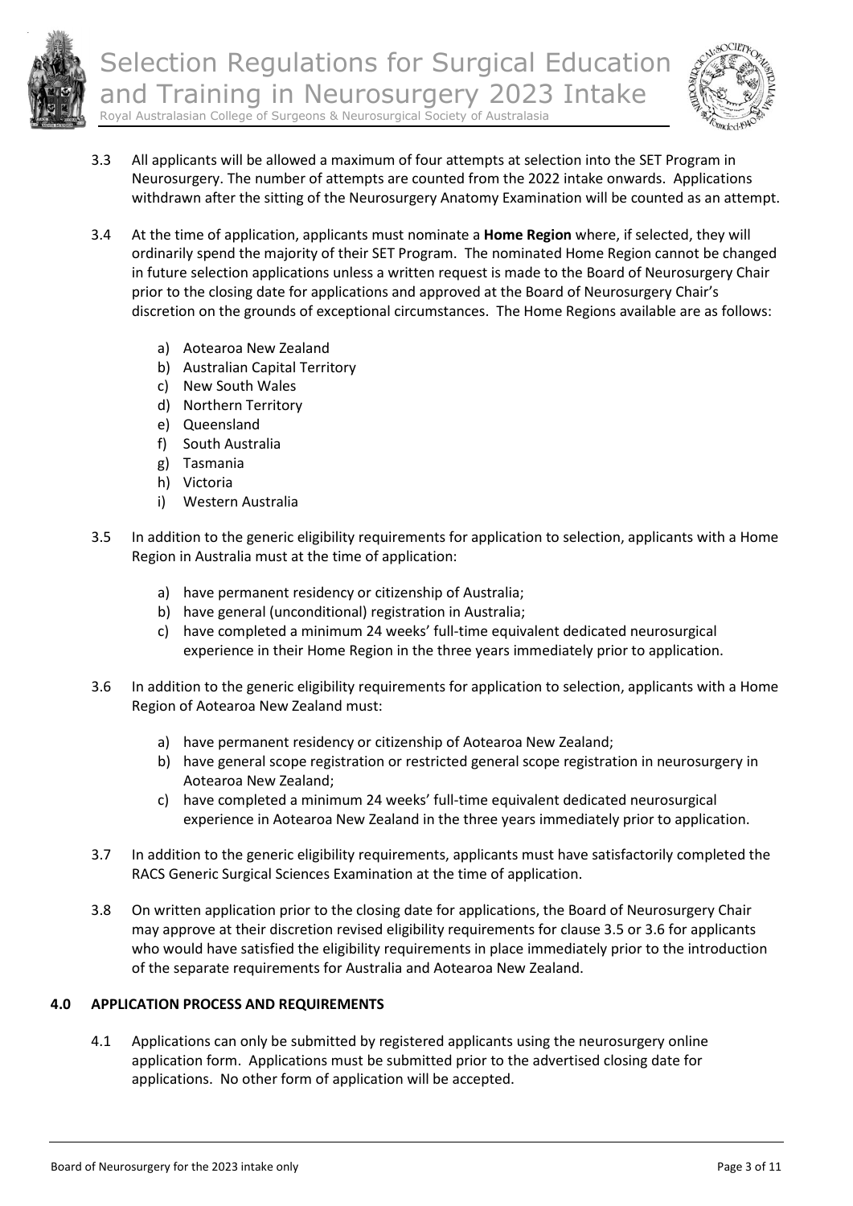3.3 All applicants will be allowed a maximum of four attempts at selection into the SET Program in Neurosurgery. The number of attempts are counted from the 2022 intake onwards. Applications withdrawn after the sitting of the Neurosurgery Anatomy Examination will be counted as an attempt.

3.4 At the time of application, applicants must nominate a **Home Region** where, if selected, they will ordinarily spend the majority of their SET Program. The nominated Home Region cannot be changed in future selection applications unless a written request is made to the Board of Neurosurgery Chair prior to the closing date for applications and approved at the Board of Neurosurgery Chair's discretion on the grounds of exceptional circumstances. The Home Regions available are as follows:

   a) Aotearoa New Zealand
   b) Australian Capital Territory
   c) New South Wales
   d) Northern Territory
   e) Queensland
   f) South Australia
   g) Tasmania
   h) Victoria
   i) Western Australia

3.5 In addition to the generic eligibility requirements for application to selection, applicants with a Home Region in Australia must at the time of application:

   a) have permanent residency or citizenship of Australia;
   b) have general (unconditional) registration in Australia;
   c) have completed a minimum 24 weeks' full-time equivalent dedicated neurosurgical experience in their Home Region in the three years immediately prior to application.

3.6 In addition to the generic eligibility requirements for application to selection, applicants with a Home Region of Aotearoa New Zealand must:

   a) have permanent residency or citizenship of Aotearoa New Zealand;
   b) have general scope registration or restricted general scope registration in neurosurgery in Aotearoa New Zealand;
   c) have completed a minimum 24 weeks' full-time equivalent dedicated neurosurgical experience in Aotearoa New Zealand in the three years immediately prior to application.

3.7 In addition to the generic eligibility requirements, applicants must have satisfactorily completed the RACS Generic Surgical Sciences Examination at the time of application.

3.8 On written application prior to the closing date for applications, the Board of Neurosurgery Chair may approve at their discretion revised eligibility requirements for clause 3.5 or 3.6 for applicants who would have satisfied the eligibility requirements in place immediately prior to the introduction of the separate requirements for Australia and Aotearoa New Zealand.

## 4.0 APPLICATION PROCESS AND REQUIREMENTS

4.1 Applications can only be submitted by registered applicants using the neurosurgery online application form. Applications must be submitted prior to the advertised closing date for applications. No other form of application will be accepted.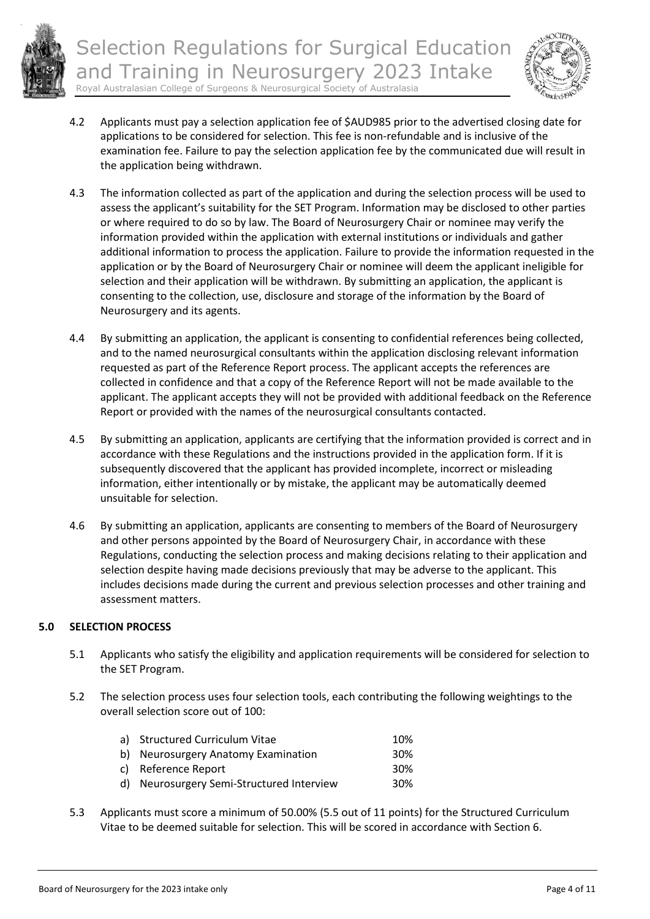4.2 Applicants must pay a selection application fee of $AUD985 prior to the advertised closing date for applications to be considered for selection. This fee is non-refundable and is inclusive of the examination fee. Failure to pay the selection application fee by the communicated due will result in the application being withdrawn.

4.3 The information collected as part of the application and during the selection process will be used to assess the applicant's suitability for the SET Program. Information may be disclosed to other parties or where required to do so by law. The Board of Neurosurgery Chair or nominee may verify the information provided within the application with external institutions or individuals and gather additional information to process the application. Failure to provide the information requested in the application or by the Board of Neurosurgery Chair or nominee will deem the applicant ineligible for selection and their application will be withdrawn. By submitting an application, the applicant is consenting to the collection, use, disclosure and storage of the information by the Board of Neurosurgery and its agents.

4.4 By submitting an application, the applicant is consenting to confidential references being collected, and to the named neurosurgical consultants within the application disclosing relevant information requested as part of the Reference Report process. The applicant accepts the references are collected in confidence and that a copy of the Reference Report will not be made available to the applicant. The applicant accepts they will not be provided with additional feedback on the Reference Report or provided with the names of the neurosurgical consultants contacted.

4.5 By submitting an application, applicants are certifying that the information provided is correct and in accordance with these Regulations and the instructions provided in the application form. If it is subsequently discovered that the applicant has provided incomplete, incorrect or misleading information, either intentionally or by mistake, the applicant may be automatically deemed unsuitable for selection.

4.6 By submitting an application, applicants are consenting to members of the Board of Neurosurgery and other persons appointed by the Board of Neurosurgery Chair, in accordance with these Regulations, conducting the selection process and making decisions relating to their application and selection despite having made decisions previously that may be adverse to the applicant. This includes decisions made during the current and previous selection processes and other training and assessment matters.

## 5.0 SELECTION PROCESS

5.1 Applicants who satisfy the eligibility and application requirements will be considered for selection to the SET Program.

5.2 The selection process uses four selection tools, each contributing the following weightings to the overall selection score out of 100:

| | |
|---|---|
| a) Structured Curriculum Vitae | 10% |
| b) Neurosurgery Anatomy Examination | 30% |
| c) Reference Report | 30% |
| d) Neurosurgery Semi-Structured Interview | 30% |

5.3 Applicants must score a minimum of 50.00% (5.5 out of 11 points) for the Structured Curriculum Vitae to be deemed suitable for selection. This will be scored in accordance with Section 6.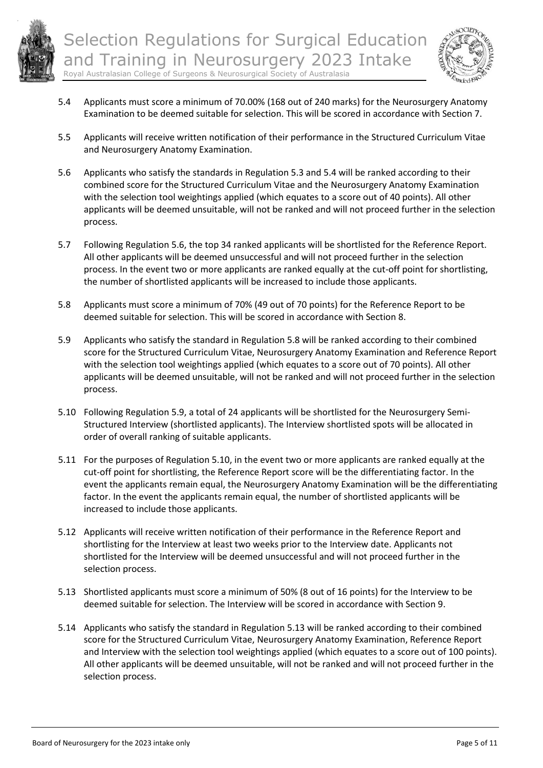5.4 Applicants must score a minimum of 70.00% (168 out of 240 marks) for the Neurosurgery Anatomy Examination to be deemed suitable for selection. This will be scored in accordance with Section 7.

5.5 Applicants will receive written notification of their performance in the Structured Curriculum Vitae and Neurosurgery Anatomy Examination.

5.6 Applicants who satisfy the standards in Regulation 5.3 and 5.4 will be ranked according to their combined score for the Structured Curriculum Vitae and the Neurosurgery Anatomy Examination with the selection tool weightings applied (which equates to a score out of 40 points). All other applicants will be deemed unsuitable, will not be ranked and will not proceed further in the selection process.

5.7 Following Regulation 5.6, the top 34 ranked applicants will be shortlisted for the Reference Report. All other applicants will be deemed unsuccessful and will not proceed further in the selection process. In the event two or more applicants are ranked equally at the cut-off point for shortlisting, the number of shortlisted applicants will be increased to include those applicants.

5.8 Applicants must score a minimum of 70% (49 out of 70 points) for the Reference Report to be deemed suitable for selection. This will be scored in accordance with Section 8.

5.9 Applicants who satisfy the standard in Regulation 5.8 will be ranked according to their combined score for the Structured Curriculum Vitae, Neurosurgery Anatomy Examination and Reference Report with the selection tool weightings applied (which equates to a score out of 70 points). All other applicants will be deemed unsuitable, will not be ranked and will not proceed further in the selection process.

5.10 Following Regulation 5.9, a total of 24 applicants will be shortlisted for the Neurosurgery Semi-Structured Interview (shortlisted applicants). The Interview shortlisted spots will be allocated in order of overall ranking of suitable applicants.

5.11 For the purposes of Regulation 5.10, in the event two or more applicants are ranked equally at the cut-off point for shortlisting, the Reference Report score will be the differentiating factor. In the event the applicants remain equal, the Neurosurgery Anatomy Examination will be the differentiating factor. In the event the applicants remain equal, the number of shortlisted applicants will be increased to include those applicants.

5.12 Applicants will receive written notification of their performance in the Reference Report and shortlisting for the Interview at least two weeks prior to the Interview date. Applicants not shortlisted for the Interview will be deemed unsuccessful and will not proceed further in the selection process.

5.13 Shortlisted applicants must score a minimum of 50% (8 out of 16 points) for the Interview to be deemed suitable for selection. The Interview will be scored in accordance with Section 9.

5.14 Applicants who satisfy the standard in Regulation 5.13 will be ranked according to their combined score for the Structured Curriculum Vitae, Neurosurgery Anatomy Examination, Reference Report and Interview with the selection tool weightings applied (which equates to a score out of 100 points). All other applicants will be deemed unsuitable, will not be ranked and will not proceed further in the selection process.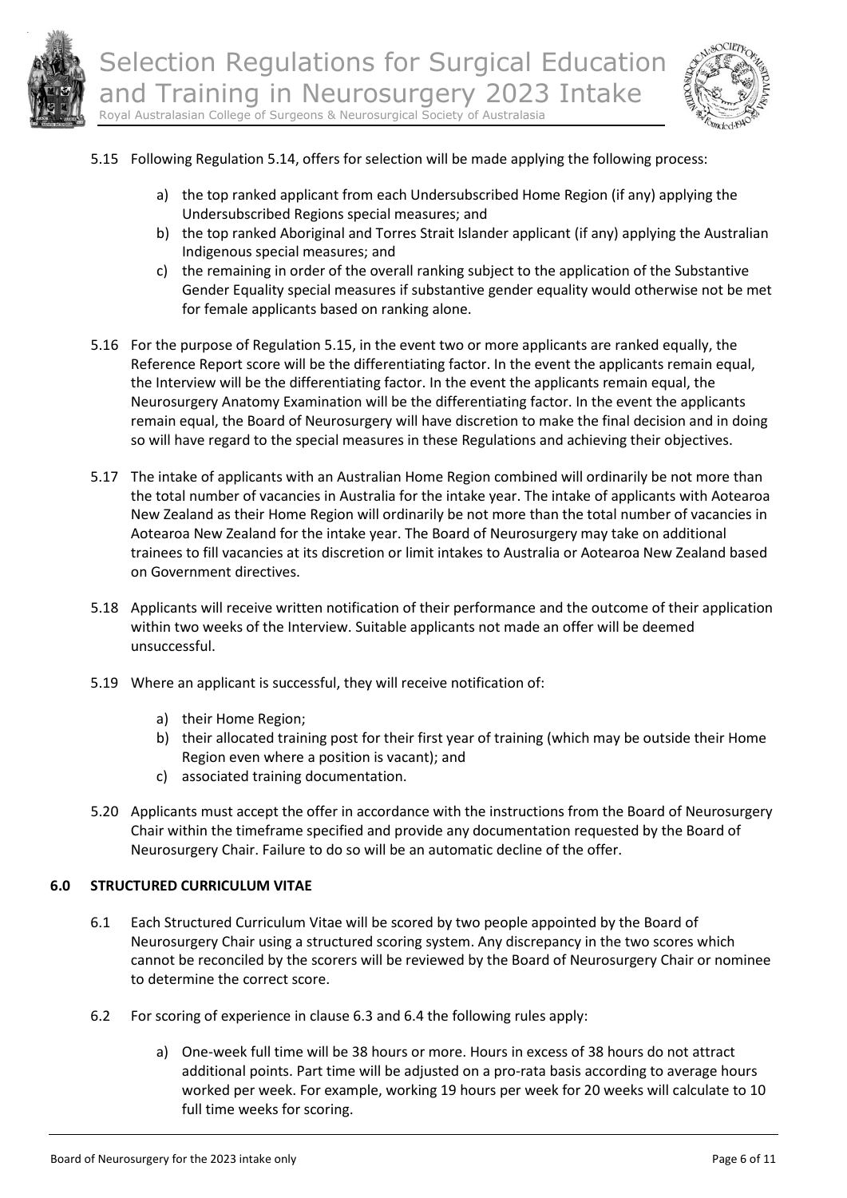5.15 Following Regulation 5.14, offers for selection will be made applying the following process:

   a) the top ranked applicant from each Undersubscribed Home Region (if any) applying the Undersubscribed Regions special measures; and
   b) the top ranked Aboriginal and Torres Strait Islander applicant (if any) applying the Australian Indigenous special measures; and
   c) the remaining in order of the overall ranking subject to the application of the Substantive Gender Equality special measures if substantive gender equality would otherwise not be met for female applicants based on ranking alone.

5.16 For the purpose of Regulation 5.15, in the event two or more applicants are ranked equally, the Reference Report score will be the differentiating factor. In the event the applicants remain equal, the Interview will be the differentiating factor. In the event the applicants remain equal, the Neurosurgery Anatomy Examination will be the differentiating factor. In the event the applicants remain equal, the Board of Neurosurgery will have discretion to make the final decision and in doing so will have regard to the special measures in these Regulations and achieving their objectives.

5.17 The intake of applicants with an Australian Home Region combined will ordinarily be not more than the total number of vacancies in Australia for the intake year. The intake of applicants with Aotearoa New Zealand as their Home Region will ordinarily be not more than the total number of vacancies in Aotearoa New Zealand for the intake year. The Board of Neurosurgery may take on additional trainees to fill vacancies at its discretion or limit intakes to Australia or Aotearoa New Zealand based on Government directives.

5.18 Applicants will receive written notification of their performance and the outcome of their application within two weeks of the Interview. Suitable applicants not made an offer will be deemed unsuccessful.

5.19 Where an applicant is successful, they will receive notification of:

   a) their Home Region;
   b) their allocated training post for their first year of training (which may be outside their Home Region even where a position is vacant); and
   c) associated training documentation.

5.20 Applicants must accept the offer in accordance with the instructions from the Board of Neurosurgery Chair within the timeframe specified and provide any documentation requested by the Board of Neurosurgery Chair. Failure to do so will be an automatic decline of the offer.

## 6.0 STRUCTURED CURRICULUM VITAE

6.1 Each Structured Curriculum Vitae will be scored by two people appointed by the Board of Neurosurgery Chair using a structured scoring system. Any discrepancy in the two scores which cannot be reconciled by the scorers will be reviewed by the Board of Neurosurgery Chair or nominee to determine the correct score.

6.2 For scoring of experience in clause 6.3 and 6.4 the following rules apply:

   a) One-week full time will be 38 hours or more. Hours in excess of 38 hours do not attract additional points. Part time will be adjusted on a pro-rata basis according to average hours worked per week. For example, working 19 hours per week for 20 weeks will calculate to 10 full time weeks for scoring.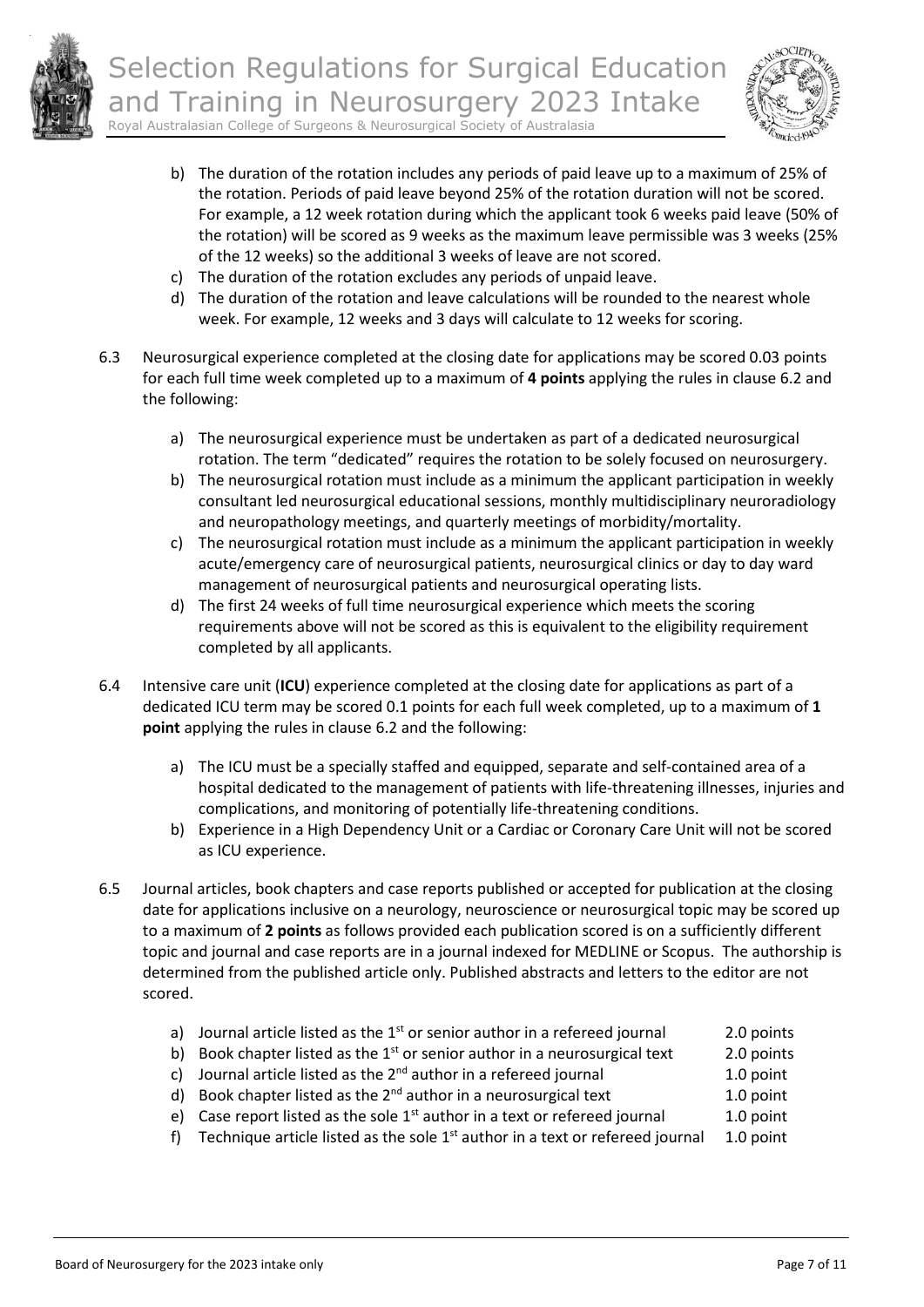b) The duration of the rotation includes any periods of paid leave up to a maximum of 25% of the rotation. Periods of paid leave beyond 25% of the rotation duration will not be scored. For example, a 12 week rotation during which the applicant took 6 weeks paid leave (50% of the rotation) will be scored as 9 weeks as the maximum leave permissible was 3 weeks (25% of the 12 weeks) so the additional 3 weeks of leave are not scored.

c) The duration of the rotation excludes any periods of unpaid leave.

d) The duration of the rotation and leave calculations will be rounded to the nearest whole week. For example, 12 weeks and 3 days will calculate to 12 weeks for scoring.

6.3 Neurosurgical experience completed at the closing date for applications may be scored 0.03 points for each full time week completed up to a maximum of **4 points** applying the rules in clause 6.2 and the following:

a) The neurosurgical experience must be undertaken as part of a dedicated neurosurgical rotation. The term "dedicated" requires the rotation to be solely focused on neurosurgery.

b) The neurosurgical rotation must include as a minimum the applicant participation in weekly consultant led neurosurgical educational sessions, monthly multidisciplinary neuroradiology and neuropathology meetings, and quarterly meetings of morbidity/mortality.

c) The neurosurgical rotation must include as a minimum the applicant participation in weekly acute/emergency care of neurosurgical patients, neurosurgical clinics or day to day ward management of neurosurgical patients and neurosurgical operating lists.

d) The first 24 weeks of full time neurosurgical experience which meets the scoring requirements above will not be scored as this is equivalent to the eligibility requirement completed by all applicants.

6.4 Intensive care unit (**ICU**) experience completed at the closing date for applications as part of a dedicated ICU term may be scored 0.1 points for each full week completed, up to a maximum of **1 point** applying the rules in clause 6.2 and the following:

a) The ICU must be a specially staffed and equipped, separate and self-contained area of a hospital dedicated to the management of patients with life-threatening illnesses, injuries and complications, and monitoring of potentially life-threatening conditions.

b) Experience in a High Dependency Unit or a Cardiac or Coronary Care Unit will not be scored as ICU experience.

6.5 Journal articles, book chapters and case reports published or accepted for publication at the closing date for applications inclusive on a neurology, neuroscience or neurosurgical topic may be scored up to a maximum of **2 points** as follows provided each publication scored is on a sufficiently different topic and journal and case reports are in a journal indexed for MEDLINE or Scopus. The authorship is determined from the published article only. Published abstracts and letters to the editor are not scored.

| | | |
|---|---|---|
| a) | Journal article listed as the 1st or senior author in a refereed journal | 2.0 points |
| b) | Book chapter listed as the 1st or senior author in a neurosurgical text | 2.0 points |
| c) | Journal article listed as the 2nd author in a refereed journal | 1.0 point |
| d) | Book chapter listed as the 2nd author in a neurosurgical text | 1.0 point |
| e) | Case report listed as the sole 1st author in a text or refereed journal | 1.0 point |
| f) | Technique article listed as the sole 1st author in a text or refereed journal | 1.0 point |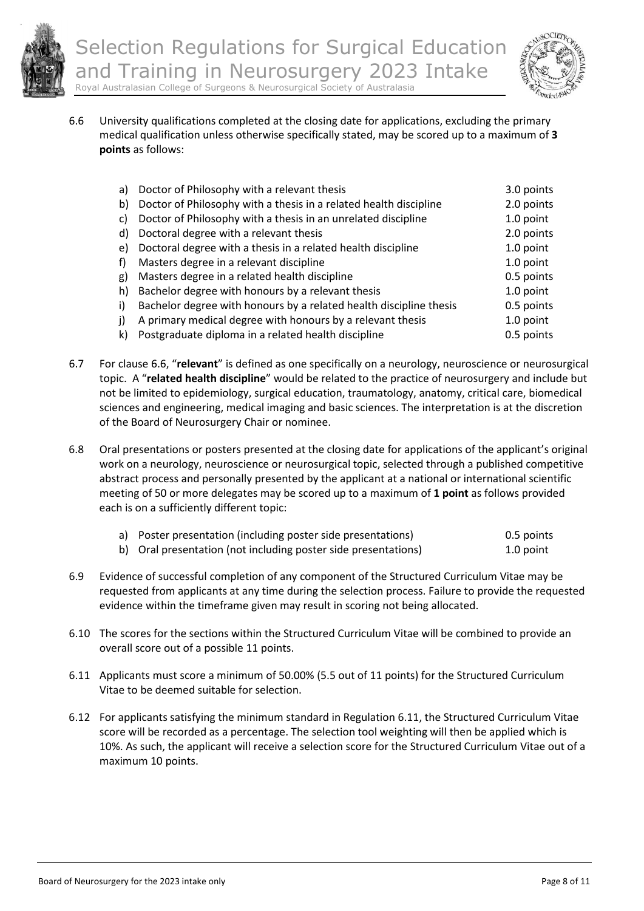6.6 University qualifications completed at the closing date for applications, excluding the primary medical qualification unless otherwise specifically stated, may be scored up to a maximum of **3 points** as follows:

| | | |
|---|---|---|
| a) | Doctor of Philosophy with a relevant thesis | 3.0 points |
| b) | Doctor of Philosophy with a thesis in a related health discipline | 2.0 points |
| c) | Doctor of Philosophy with a thesis in an unrelated discipline | 1.0 point |
| d) | Doctoral degree with a relevant thesis | 2.0 points |
| e) | Doctoral degree with a thesis in a related health discipline | 1.0 point |
| f) | Masters degree in a relevant discipline | 1.0 point |
| g) | Masters degree in a related health discipline | 0.5 points |
| h) | Bachelor degree with honours by a relevant thesis | 1.0 point |
| i) | Bachelor degree with honours by a related health discipline thesis | 0.5 points |
| j) | A primary medical degree with honours by a relevant thesis | 1.0 point |
| k) | Postgraduate diploma in a related health discipline | 0.5 points |

6.7 For clause 6.6, "**relevant**" is defined as one specifically on a neurology, neuroscience or neurosurgical topic. A "**related health discipline**" would be related to the practice of neurosurgery and include but not be limited to epidemiology, surgical education, traumatology, anatomy, critical care, biomedical sciences and engineering, medical imaging and basic sciences. The interpretation is at the discretion of the Board of Neurosurgery Chair or nominee.

6.8 Oral presentations or posters presented at the closing date for applications of the applicant's original work on a neurology, neuroscience or neurosurgical topic, selected through a published competitive abstract process and personally presented by the applicant at a national or international scientific meeting of 50 or more delegates may be scored up to a maximum of **1 point** as follows provided each is on a sufficiently different topic:

| | | |
|---|---|---|
| a) | Poster presentation (including poster side presentations) | 0.5 points |
| b) | Oral presentation (not including poster side presentations) | 1.0 point |

6.9 Evidence of successful completion of any component of the Structured Curriculum Vitae may be requested from applicants at any time during the selection process. Failure to provide the requested evidence within the timeframe given may result in scoring not being allocated.

6.10 The scores for the sections within the Structured Curriculum Vitae will be combined to provide an overall score out of a possible 11 points.

6.11 Applicants must score a minimum of 50.00% (5.5 out of 11 points) for the Structured Curriculum Vitae to be deemed suitable for selection.

6.12 For applicants satisfying the minimum standard in Regulation 6.11, the Structured Curriculum Vitae score will be recorded as a percentage. The selection tool weighting will then be applied which is 10%. As such, the applicant will receive a selection score for the Structured Curriculum Vitae out of a maximum 10 points.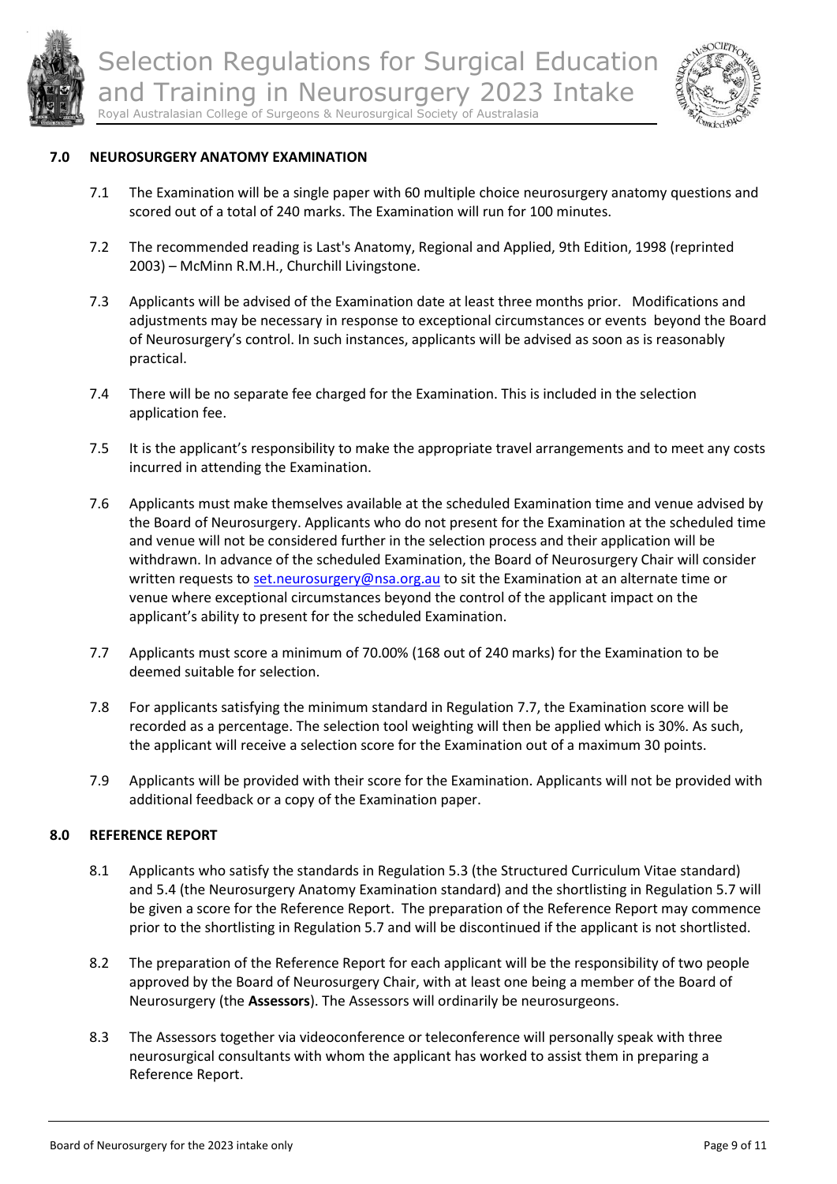## 7.0 NEUROSURGERY ANATOMY EXAMINATION

7.1 The Examination will be a single paper with 60 multiple choice neurosurgery anatomy questions and scored out of a total of 240 marks. The Examination will run for 100 minutes.

7.2 The recommended reading is Last's Anatomy, Regional and Applied, 9th Edition, 1998 (reprinted 2003) – McMinn R.M.H., Churchill Livingstone.

7.3 Applicants will be advised of the Examination date at least three months prior. Modifications and adjustments may be necessary in response to exceptional circumstances or events beyond the Board of Neurosurgery's control. In such instances, applicants will be advised as soon as is reasonably practical.

7.4 There will be no separate fee charged for the Examination. This is included in the selection application fee.

7.5 It is the applicant's responsibility to make the appropriate travel arrangements and to meet any costs incurred in attending the Examination.

7.6 Applicants must make themselves available at the scheduled Examination time and venue advised by the Board of Neurosurgery. Applicants who do not present for the Examination at the scheduled time and venue will not be considered further in the selection process and their application will be withdrawn. In advance of the scheduled Examination, the Board of Neurosurgery Chair will consider written requests to set.neurosurgery@nsa.org.au to sit the Examination at an alternate time or venue where exceptional circumstances beyond the control of the applicant impact on the applicant's ability to present for the scheduled Examination.

7.7 Applicants must score a minimum of 70.00% (168 out of 240 marks) for the Examination to be deemed suitable for selection.

7.8 For applicants satisfying the minimum standard in Regulation 7.7, the Examination score will be recorded as a percentage. The selection tool weighting will then be applied which is 30%. As such, the applicant will receive a selection score for the Examination out of a maximum 30 points.

7.9 Applicants will be provided with their score for the Examination. Applicants will not be provided with additional feedback or a copy of the Examination paper.

## 8.0 REFERENCE REPORT

8.1 Applicants who satisfy the standards in Regulation 5.3 (the Structured Curriculum Vitae standard) and 5.4 (the Neurosurgery Anatomy Examination standard) and the shortlisting in Regulation 5.7 will be given a score for the Reference Report. The preparation of the Reference Report may commence prior to the shortlisting in Regulation 5.7 and will be discontinued if the applicant is not shortlisted.

8.2 The preparation of the Reference Report for each applicant will be the responsibility of two people approved by the Board of Neurosurgery Chair, with at least one being a member of the Board of Neurosurgery (the **Assessors**). The Assessors will ordinarily be neurosurgeons.

8.3 The Assessors together via videoconference or teleconference will personally speak with three neurosurgical consultants with whom the applicant has worked to assist them in preparing a Reference Report.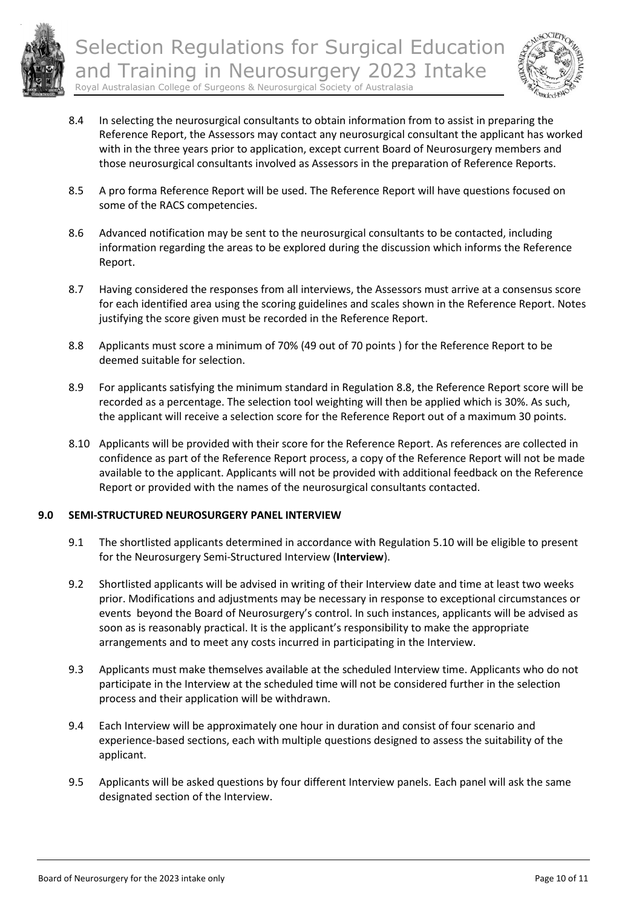8.4 In selecting the neurosurgical consultants to obtain information from to assist in preparing the Reference Report, the Assessors may contact any neurosurgical consultant the applicant has worked with in the three years prior to application, except current Board of Neurosurgery members and those neurosurgical consultants involved as Assessors in the preparation of Reference Reports.

8.5 A pro forma Reference Report will be used. The Reference Report will have questions focused on some of the RACS competencies.

8.6 Advanced notification may be sent to the neurosurgical consultants to be contacted, including information regarding the areas to be explored during the discussion which informs the Reference Report.

8.7 Having considered the responses from all interviews, the Assessors must arrive at a consensus score for each identified area using the scoring guidelines and scales shown in the Reference Report. Notes justifying the score given must be recorded in the Reference Report.

8.8 Applicants must score a minimum of 70% (49 out of 70 points ) for the Reference Report to be deemed suitable for selection.

8.9 For applicants satisfying the minimum standard in Regulation 8.8, the Reference Report score will be recorded as a percentage. The selection tool weighting will then be applied which is 30%. As such, the applicant will receive a selection score for the Reference Report out of a maximum 30 points.

8.10 Applicants will be provided with their score for the Reference Report. As references are collected in confidence as part of the Reference Report process, a copy of the Reference Report will not be made available to the applicant. Applicants will not be provided with additional feedback on the Reference Report or provided with the names of the neurosurgical consultants contacted.

## 9.0 SEMI-STRUCTURED NEUROSURGERY PANEL INTERVIEW

9.1 The shortlisted applicants determined in accordance with Regulation 5.10 will be eligible to present for the Neurosurgery Semi-Structured Interview (**Interview**).

9.2 Shortlisted applicants will be advised in writing of their Interview date and time at least two weeks prior. Modifications and adjustments may be necessary in response to exceptional circumstances or events beyond the Board of Neurosurgery's control. In such instances, applicants will be advised as soon as is reasonably practical. It is the applicant's responsibility to make the appropriate arrangements and to meet any costs incurred in participating in the Interview.

9.3 Applicants must make themselves available at the scheduled Interview time. Applicants who do not participate in the Interview at the scheduled time will not be considered further in the selection process and their application will be withdrawn.

9.4 Each Interview will be approximately one hour in duration and consist of four scenario and experience-based sections, each with multiple questions designed to assess the suitability of the applicant.

9.5 Applicants will be asked questions by four different Interview panels. Each panel will ask the same designated section of the Interview.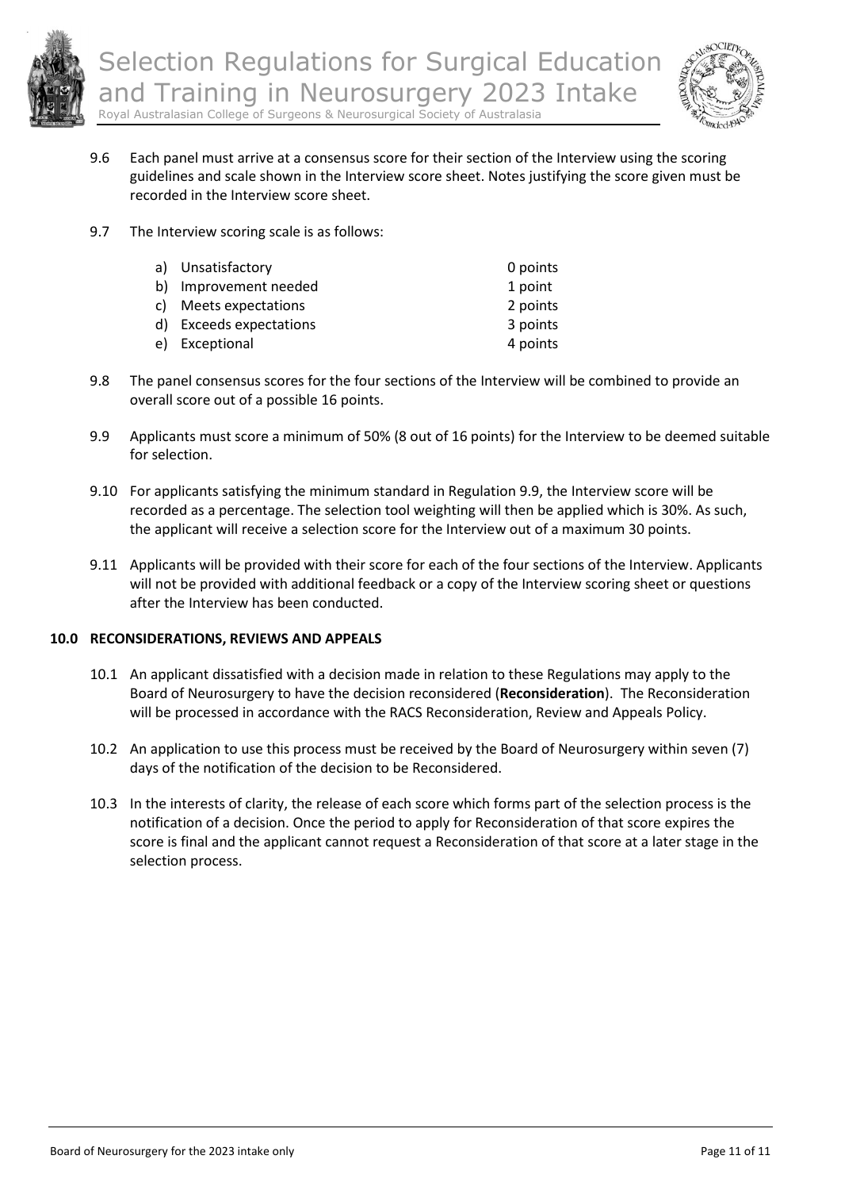9.6 Each panel must arrive at a consensus score for their section of the Interview using the scoring guidelines and scale shown in the Interview score sheet. Notes justifying the score given must be recorded in the Interview score sheet.

9.7 The Interview scoring scale is as follows:

| | |
|---|---|
| a) Unsatisfactory | 0 points |
| b) Improvement needed | 1 point |
| c) Meets expectations | 2 points |
| d) Exceeds expectations | 3 points |
| e) Exceptional | 4 points |

9.8 The panel consensus scores for the four sections of the Interview will be combined to provide an overall score out of a possible 16 points.

9.9 Applicants must score a minimum of 50% (8 out of 16 points) for the Interview to be deemed suitable for selection.

9.10 For applicants satisfying the minimum standard in Regulation 9.9, the Interview score will be recorded as a percentage. The selection tool weighting will then be applied which is 30%. As such, the applicant will receive a selection score for the Interview out of a maximum 30 points.

9.11 Applicants will be provided with their score for each of the four sections of the Interview. Applicants will not be provided with additional feedback or a copy of the Interview scoring sheet or questions after the Interview has been conducted.

## 10.0 RECONSIDERATIONS, REVIEWS AND APPEALS

10.1 An applicant dissatisfied with a decision made in relation to these Regulations may apply to the Board of Neurosurgery to have the decision reconsidered (**Reconsideration**). The Reconsideration will be processed in accordance with the RACS Reconsideration, Review and Appeals Policy.

10.2 An application to use this process must be received by the Board of Neurosurgery within seven (7) days of the notification of the decision to be Reconsidered.

10.3 In the interests of clarity, the release of each score which forms part of the selection process is the notification of a decision. Once the period to apply for Reconsideration of that score expires the score is final and the applicant cannot request a Reconsideration of that score at a later stage in the selection process.